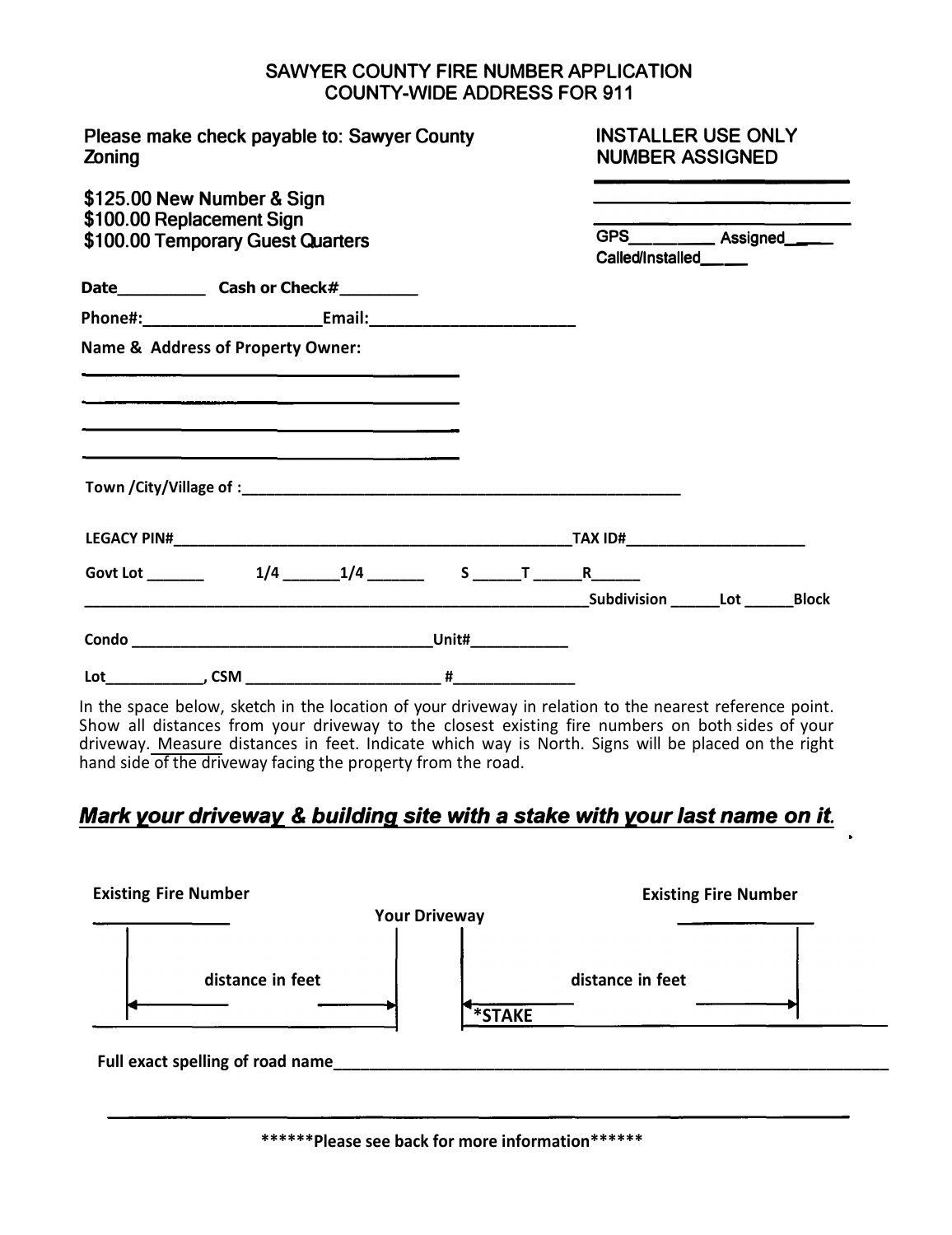# SAWYER COUNTY FIRE NUMBER APPLICATION
## COUNTY-WIDE ADDRESS FOR 911

**Please make check payable to: Sawyer County Zoning**

**$125.00 New Number & Sign**
**$100.00 Replacement Sign**
**$100.00 Temporary Guest Quarters**

**INSTALLER USE ONLY**
**NUMBER ASSIGNED**

______________________

______________________

______________________

GPS__________ Assigned______
Called/Installed_____

**Date__________ Cash or Check#_________**

**Phone#:____________________Email:________________________**

**Name & Address of Property Owner:**

______________________________________

______________________________________

______________________________________

______________________________________

**Town /City/Village of :________________________________________________________**

**LEGACY PIN#__________________________________________________TAX ID#______________________**

**Govt Lot _______ 1/4 _______1/4 _______ S ______T ______R______**

**________________________________________________________________Subdivision ______Lot ______Block**

**Condo ____________________________________Unit#____________**

**Lot____________, CSM _______________________ #______________**

In the space below, sketch in the location of your driveway in relation to the nearest reference point. Show all distances from your driveway to the closest existing fire numbers on both sides of your driveway. Measure distances in feet. Indicate which way is North. Signs will be placed on the right hand side of the driveway facing the property from the road.

***Mark your driveway & building site with a stake with your last name on it.***

| Existing Fire Number | | Your Driveway | | Existing Fire Number |
|---|---|---|---|---|
| _______________ | distance in feet | | distance in feet | _______________ |
| | | | *STAKE | |

**Full exact spelling of road name_____________________________________________________________________**

______________________________________________________________________________

**\*\*\*\*\*\*Please see back for more information\*\*\*\*\*\***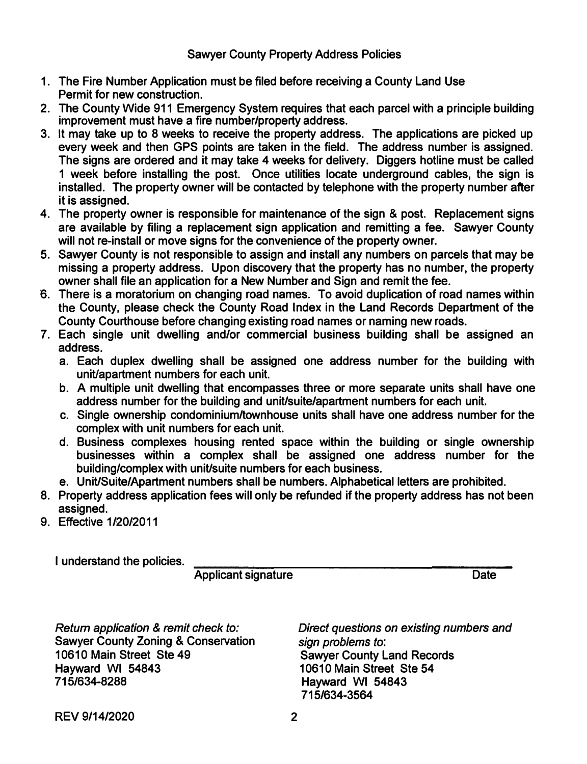# Sawyer County Property Address Policies

1. The Fire Number Application must be filed before receiving a County Land Use Permit for new construction.
2. The County Wide 911 Emergency System requires that each parcel with a principle building improvement must have a fire number/property address.
3. It may take up to 8 weeks to receive the property address. The applications are picked up every week and then GPS points are taken in the field. The address number is assigned. The signs are ordered and it may take 4 weeks for delivery. Diggers hotline must be called 1 week before installing the post. Once utilities locate underground cables, the sign is installed. The property owner will be contacted by telephone with the property number after it is assigned.
4. The property owner is responsible for maintenance of the sign & post. Replacement signs are available by filing a replacement sign application and remitting a fee. Sawyer County will not re-install or move signs for the convenience of the property owner.
5. Sawyer County is not responsible to assign and install any numbers on parcels that may be missing a property address. Upon discovery that the property has no number, the property owner shall file an application for a New Number and Sign and remit the fee.
6. There is a moratorium on changing road names. To avoid duplication of road names within the County, please check the County Road Index in the Land Records Department of the County Courthouse before changing existing road names or naming new roads.
7. Each single unit dwelling and/or commercial business building shall be assigned an address.
   a. Each duplex dwelling shall be assigned one address number for the building with unit/apartment numbers for each unit.
   b. A multiple unit dwelling that encompasses three or more separate units shall have one address number for the building and unit/suite/apartment numbers for each unit.
   c. Single ownership condominium/townhouse units shall have one address number for the complex with unit numbers for each unit.
   d. Business complexes housing rented space within the building or single ownership businesses within a complex shall be assigned one address number for the building/complex with unit/suite numbers for each business.
   e. Unit/Suite/Apartment numbers shall be numbers. Alphabetical letters are prohibited.
8. Property address application fees will only be refunded if the property address has not been assigned.
9. Effective 1/20/2011

I understand the policies. ______________________________________________

Applicant signature &nbsp;&nbsp;&nbsp;&nbsp;&nbsp;&nbsp;&nbsp;&nbsp;&nbsp;&nbsp;&nbsp;&nbsp;&nbsp;&nbsp;&nbsp;&nbsp;&nbsp;&nbsp;&nbsp;&nbsp; Date

*Return application & remit check to:*
Sawyer County Zoning & Conservation
10610 Main Street Ste 49
Hayward WI 54843
715/634-8288

*Direct questions on existing numbers and sign problems to:*
Sawyer County Land Records
10610 Main Street Ste 54
Hayward WI 54843
715/634-3564

REV 9/14/2020